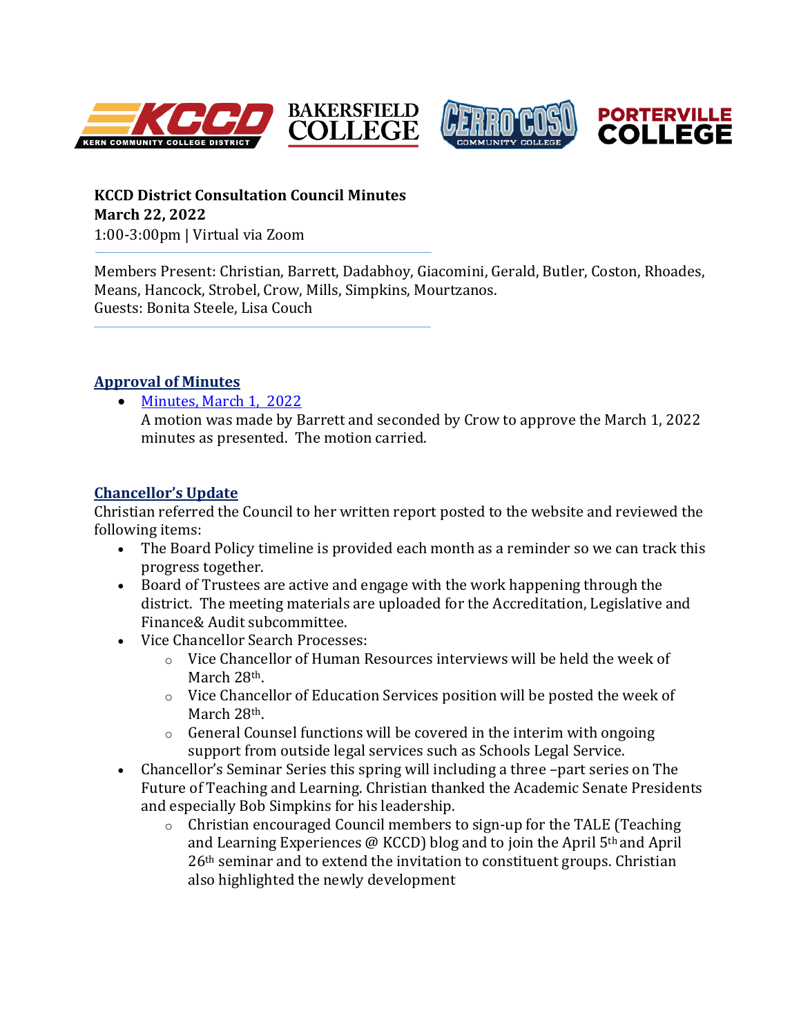**KCCD District Consultation Council Minutes**
**March 22, 2022**
1:00-3:00pm | Virtual via Zoom

Members Present: Christian, Barrett, Dadabhoy, Giacomini, Gerald, Butler, Coston, Rhoades, Means, Hancock, Strobel, Crow, Mills, Simpkins, Mourtzanos.
Guests: Bonita Steele, Lisa Couch

## Approval of Minutes

- Minutes, March 1, 2022
  A motion was made by Barrett and seconded by Crow to approve the March 1, 2022 minutes as presented. The motion carried.

## Chancellor's Update

Christian referred the Council to her written report posted to the website and reviewed the following items:

- The Board Policy timeline is provided each month as a reminder so we can track this progress together.
- Board of Trustees are active and engage with the work happening through the district. The meeting materials are uploaded for the Accreditation, Legislative and Finance& Audit subcommittee.
- Vice Chancellor Search Processes:
  - Vice Chancellor of Human Resources interviews will be held the week of March 28th.
  - Vice Chancellor of Education Services position will be posted the week of March 28th.
  - General Counsel functions will be covered in the interim with ongoing support from outside legal services such as Schools Legal Service.
- Chancellor's Seminar Series this spring will including a three –part series on The Future of Teaching and Learning. Christian thanked the Academic Senate Presidents and especially Bob Simpkins for his leadership.
  - Christian encouraged Council members to sign-up for the TALE (Teaching and Learning Experiences @ KCCD) blog and to join the April 5th and April 26th seminar and to extend the invitation to constituent groups. Christian also highlighted the newly development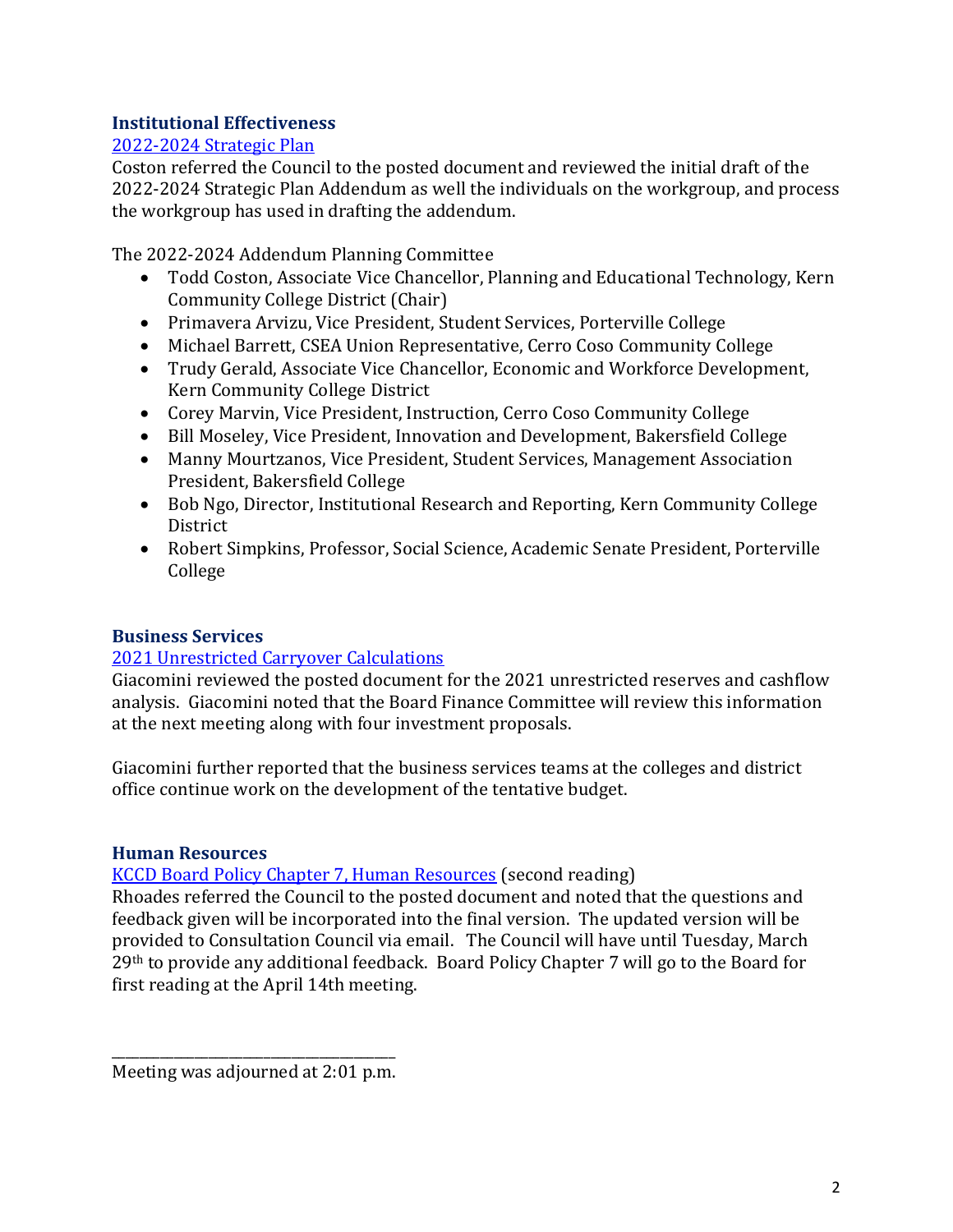### Institutional Effectiveness

[2022-2024 Strategic Plan]

Coston referred the Council to the posted document and reviewed the initial draft of the 2022-2024 Strategic Plan Addendum as well the individuals on the workgroup, and process the workgroup has used in drafting the addendum.

The 2022-2024 Addendum Planning Committee

- Todd Coston, Associate Vice Chancellor, Planning and Educational Technology, Kern Community College District (Chair)
- Primavera Arvizu, Vice President, Student Services, Porterville College
- Michael Barrett, CSEA Union Representative, Cerro Coso Community College
- Trudy Gerald, Associate Vice Chancellor, Economic and Workforce Development, Kern Community College District
- Corey Marvin, Vice President, Instruction, Cerro Coso Community College
- Bill Moseley, Vice President, Innovation and Development, Bakersfield College
- Manny Mourtzanos, Vice President, Student Services, Management Association President, Bakersfield College
- Bob Ngo, Director, Institutional Research and Reporting, Kern Community College District
- Robert Simpkins, Professor, Social Science, Academic Senate President, Porterville College

### Business Services

[2021 Unrestricted Carryover Calculations]

Giacomini reviewed the posted document for the 2021 unrestricted reserves and cashflow analysis. Giacomini noted that the Board Finance Committee will review this information at the next meeting along with four investment proposals.

Giacomini further reported that the business services teams at the colleges and district office continue work on the development of the tentative budget.

### Human Resources

[KCCD Board Policy Chapter 7, Human Resources] (second reading)

Rhoades referred the Council to the posted document and noted that the questions and feedback given will be incorporated into the final version. The updated version will be provided to Consultation Council via email. The Council will have until Tuesday, March 29th to provide any additional feedback. Board Policy Chapter 7 will go to the Board for first reading at the April 14th meeting.

\_\_\_\_\_\_\_\_\_\_\_\_\_\_\_\_\_\_\_\_\_\_\_\_\_\_\_\_\_\_\_\_\_\_\_\_\_\_

Meeting was adjourned at 2:01 p.m.